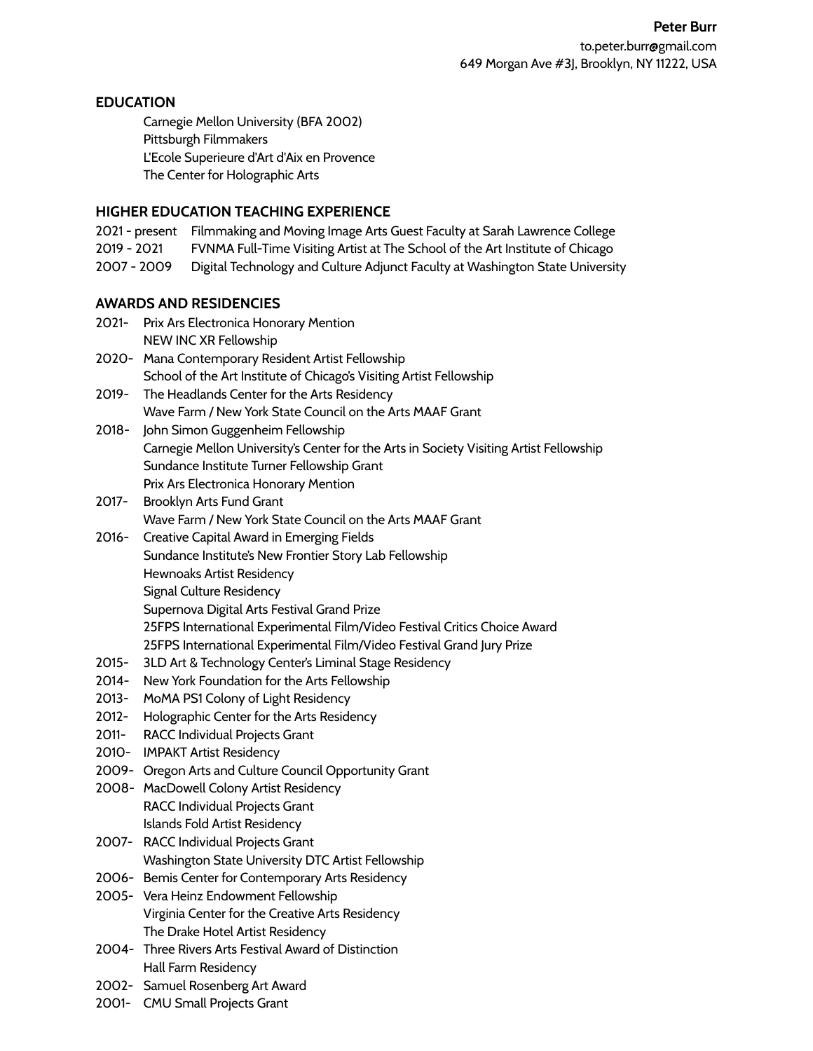**Peter Burr**
to.peter.burr@gmail.com
649 Morgan Ave #3J, Brooklyn, NY 11222, USA

## EDUCATION

Carnegie Mellon University (BFA 2002)
Pittsburgh Filmmakers
L'Ecole Superieure d'Art d'Aix en Provence
The Center for Holographic Arts

## HIGHER EDUCATION TEACHING EXPERIENCE

2021 - present Filmmaking and Moving Image Arts Guest Faculty at Sarah Lawrence College
2019 - 2021 FVNMA Full-Time Visiting Artist at The School of the Art Institute of Chicago
2007 - 2009 Digital Technology and Culture Adjunct Faculty at Washington State University

## AWARDS AND RESIDENCIES

2021- Prix Ars Electronica Honorary Mention
NEW INC XR Fellowship
2020- Mana Contemporary Resident Artist Fellowship
School of the Art Institute of Chicago's Visiting Artist Fellowship
2019- The Headlands Center for the Arts Residency
Wave Farm / New York State Council on the Arts MAAF Grant
2018- John Simon Guggenheim Fellowship
Carnegie Mellon University's Center for the Arts in Society Visiting Artist Fellowship
Sundance Institute Turner Fellowship Grant
Prix Ars Electronica Honorary Mention
2017- Brooklyn Arts Fund Grant
Wave Farm / New York State Council on the Arts MAAF Grant
2016- Creative Capital Award in Emerging Fields
Sundance Institute's New Frontier Story Lab Fellowship
Hewnoaks Artist Residency
Signal Culture Residency
Supernova Digital Arts Festival Grand Prize
25FPS International Experimental Film/Video Festival Critics Choice Award
25FPS International Experimental Film/Video Festival Grand Jury Prize
2015- 3LD Art & Technology Center's Liminal Stage Residency
2014- New York Foundation for the Arts Fellowship
2013- MoMA PS1 Colony of Light Residency
2012- Holographic Center for the Arts Residency
2011- RACC Individual Projects Grant
2010- IMPAKT Artist Residency
2009- Oregon Arts and Culture Council Opportunity Grant
2008- MacDowell Colony Artist Residency
RACC Individual Projects Grant
Islands Fold Artist Residency
2007- RACC Individual Projects Grant
Washington State University DTC Artist Fellowship
2006- Bemis Center for Contemporary Arts Residency
2005- Vera Heinz Endowment Fellowship
Virginia Center for the Creative Arts Residency
The Drake Hotel Artist Residency
2004- Three Rivers Arts Festival Award of Distinction
Hall Farm Residency
2002- Samuel Rosenberg Art Award
2001- CMU Small Projects Grant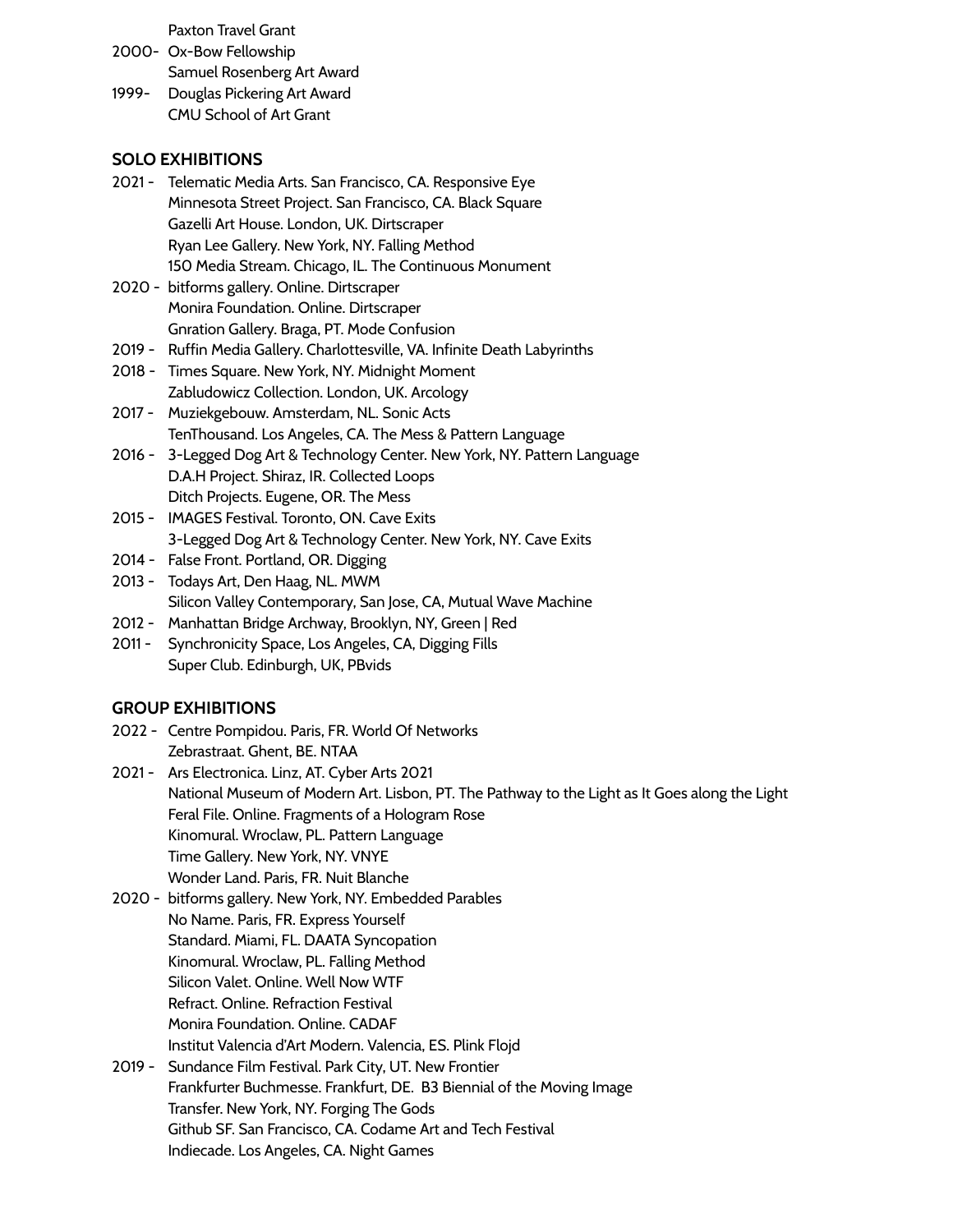Paxton Travel Grant

2000- Ox-Bow Fellowship
Samuel Rosenberg Art Award

1999- Douglas Pickering Art Award
CMU School of Art Grant

## SOLO EXHIBITIONS

2021 - Telematic Media Arts. San Francisco, CA. Responsive Eye
Minnesota Street Project. San Francisco, CA. Black Square
Gazelli Art House. London, UK. Dirtscraper
Ryan Lee Gallery. New York, NY. Falling Method
150 Media Stream. Chicago, IL. The Continuous Monument

2020 - bitforms gallery. Online. Dirtscraper
Monira Foundation. Online. Dirtscraper
Gnration Gallery. Braga, PT. Mode Confusion

2019 - Ruffin Media Gallery. Charlottesville, VA. Infinite Death Labyrinths

2018 - Times Square. New York, NY. Midnight Moment
Zabludowicz Collection. London, UK. Arcology

2017 - Muziekgebouw. Amsterdam, NL. Sonic Acts
TenThousand. Los Angeles, CA. The Mess & Pattern Language

2016 - 3-Legged Dog Art & Technology Center. New York, NY. Pattern Language
D.A.H Project. Shiraz, IR. Collected Loops
Ditch Projects. Eugene, OR. The Mess

2015 - IMAGES Festival. Toronto, ON. Cave Exits
3-Legged Dog Art & Technology Center. New York, NY. Cave Exits

2014 - False Front. Portland, OR. Digging

2013 - Todays Art, Den Haag, NL. MWM
Silicon Valley Contemporary, San Jose, CA, Mutual Wave Machine

2012 - Manhattan Bridge Archway, Brooklyn, NY, Green | Red

2011 - Synchronicity Space, Los Angeles, CA, Digging Fills
Super Club. Edinburgh, UK, PBvids

## GROUP EXHIBITIONS

2022 - Centre Pompidou. Paris, FR. World Of Networks
Zebrastraat. Ghent, BE. NTAA

2021 - Ars Electronica. Linz, AT. Cyber Arts 2021
National Museum of Modern Art. Lisbon, PT. The Pathway to the Light as It Goes along the Light
Feral File. Online. Fragments of a Hologram Rose
Kinomural. Wroclaw, PL. Pattern Language
Time Gallery. New York, NY. VNYE
Wonder Land. Paris, FR. Nuit Blanche

2020 - bitforms gallery. New York, NY. Embedded Parables
No Name. Paris, FR. Express Yourself
Standard. Miami, FL. DAATA Syncopation
Kinomural. Wroclaw, PL. Falling Method
Silicon Valet. Online. Well Now WTF
Refract. Online. Refraction Festival
Monira Foundation. Online. CADAF
Institut Valencia d'Art Modern. Valencia, ES. Plink Flojd

2019 - Sundance Film Festival. Park City, UT. New Frontier
Frankfurter Buchmesse. Frankfurt, DE. B3 Biennial of the Moving Image
Transfer. New York, NY. Forging The Gods
Github SF. San Francisco, CA. Codame Art and Tech Festival
Indiecade. Los Angeles, CA. Night Games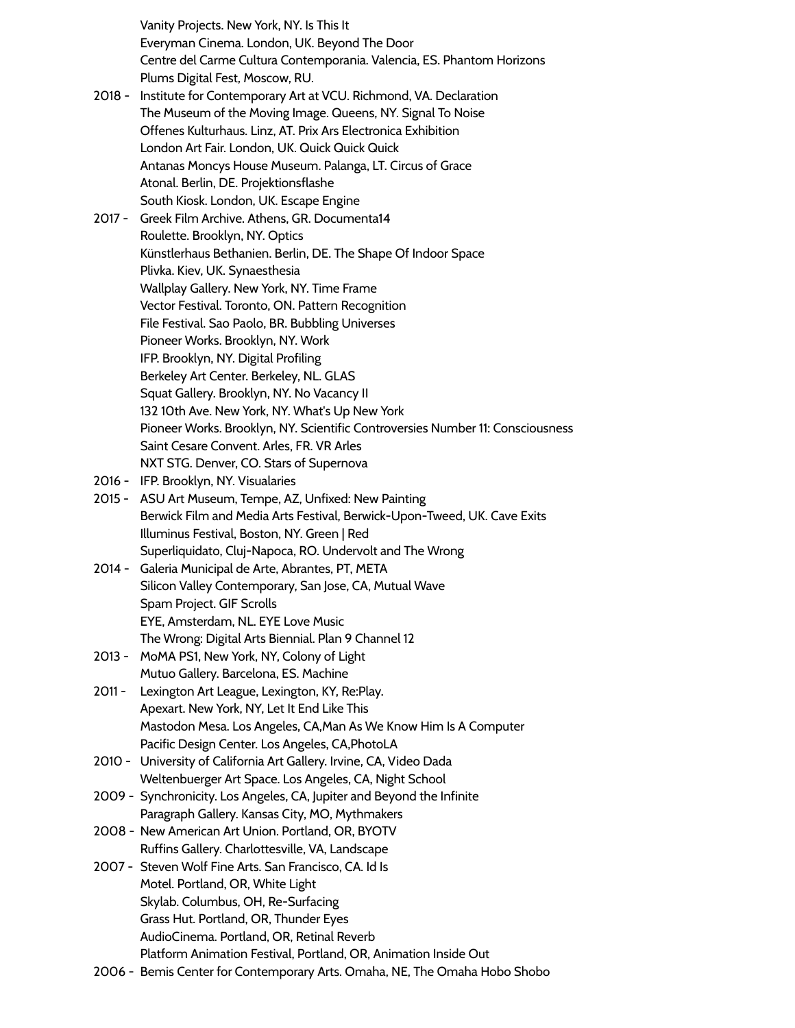Vanity Projects. New York, NY. Is This It
Everyman Cinema. London, UK. Beyond The Door
Centre del Carme Cultura Contemporania. Valencia, ES. Phantom Horizons
Plums Digital Fest, Moscow, RU.

2018 - Institute for Contemporary Art at VCU. Richmond, VA. Declaration
The Museum of the Moving Image. Queens, NY. Signal To Noise
Offenes Kulturhaus. Linz, AT. Prix Ars Electronica Exhibition
London Art Fair. London, UK. Quick Quick Quick
Antanas Moncys House Museum. Palanga, LT. Circus of Grace
Atonal. Berlin, DE. Projektionsflashe
South Kiosk. London, UK. Escape Engine

2017 - Greek Film Archive. Athens, GR. Documenta14
Roulette. Brooklyn, NY. Optics
Künstlerhaus Bethanien. Berlin, DE. The Shape Of Indoor Space
Plivka. Kiev, UK. Synaesthesia
Wallplay Gallery. New York, NY. Time Frame
Vector Festival. Toronto, ON. Pattern Recognition
File Festival. Sao Paolo, BR. Bubbling Universes
Pioneer Works. Brooklyn, NY. Work
IFP. Brooklyn, NY. Digital Profiling
Berkeley Art Center. Berkeley, NL. GLAS
Squat Gallery. Brooklyn, NY. No Vacancy II
132 10th Ave. New York, NY. What's Up New York
Pioneer Works. Brooklyn, NY. Scientific Controversies Number 11: Consciousness
Saint Cesare Convent. Arles, FR. VR Arles
NXT STG. Denver, CO. Stars of Supernova

2016 - IFP. Brooklyn, NY. Visualaries

2015 - ASU Art Museum, Tempe, AZ, Unfixed: New Painting
Berwick Film and Media Arts Festival, Berwick-Upon-Tweed, UK. Cave Exits
Illuminus Festival, Boston, NY. Green | Red
Superliquidato, Cluj-Napoca, RO. Undervolt and The Wrong

2014 - Galeria Municipal de Arte, Abrantes, PT, META
Silicon Valley Contemporary, San Jose, CA, Mutual Wave
Spam Project. GIF Scrolls
EYE, Amsterdam, NL. EYE Love Music
The Wrong: Digital Arts Biennial. Plan 9 Channel 12

2013 - MoMA PS1, New York, NY, Colony of Light
Mutuo Gallery. Barcelona, ES. Machine

2011 - Lexington Art League, Lexington, KY, Re:Play.
Apexart. New York, NY, Let It End Like This
Mastodon Mesa. Los Angeles, CA,Man As We Know Him Is A Computer
Pacific Design Center. Los Angeles, CA,PhotoLA

2010 - University of California Art Gallery. Irvine, CA, Video Dada
Weltenbuerger Art Space. Los Angeles, CA, Night School

2009 - Synchronicity. Los Angeles, CA, Jupiter and Beyond the Infinite
Paragraph Gallery. Kansas City, MO, Mythmakers

2008 - New American Art Union. Portland, OR, BYOTV
Ruffins Gallery. Charlottesville, VA, Landscape

2007 - Steven Wolf Fine Arts. San Francisco, CA. Id Is
Motel. Portland, OR, White Light
Skylab. Columbus, OH, Re-Surfacing
Grass Hut. Portland, OR, Thunder Eyes
AudioCinema. Portland, OR, Retinal Reverb
Platform Animation Festival, Portland, OR, Animation Inside Out

2006 - Bemis Center for Contemporary Arts. Omaha, NE, The Omaha Hobo Shobo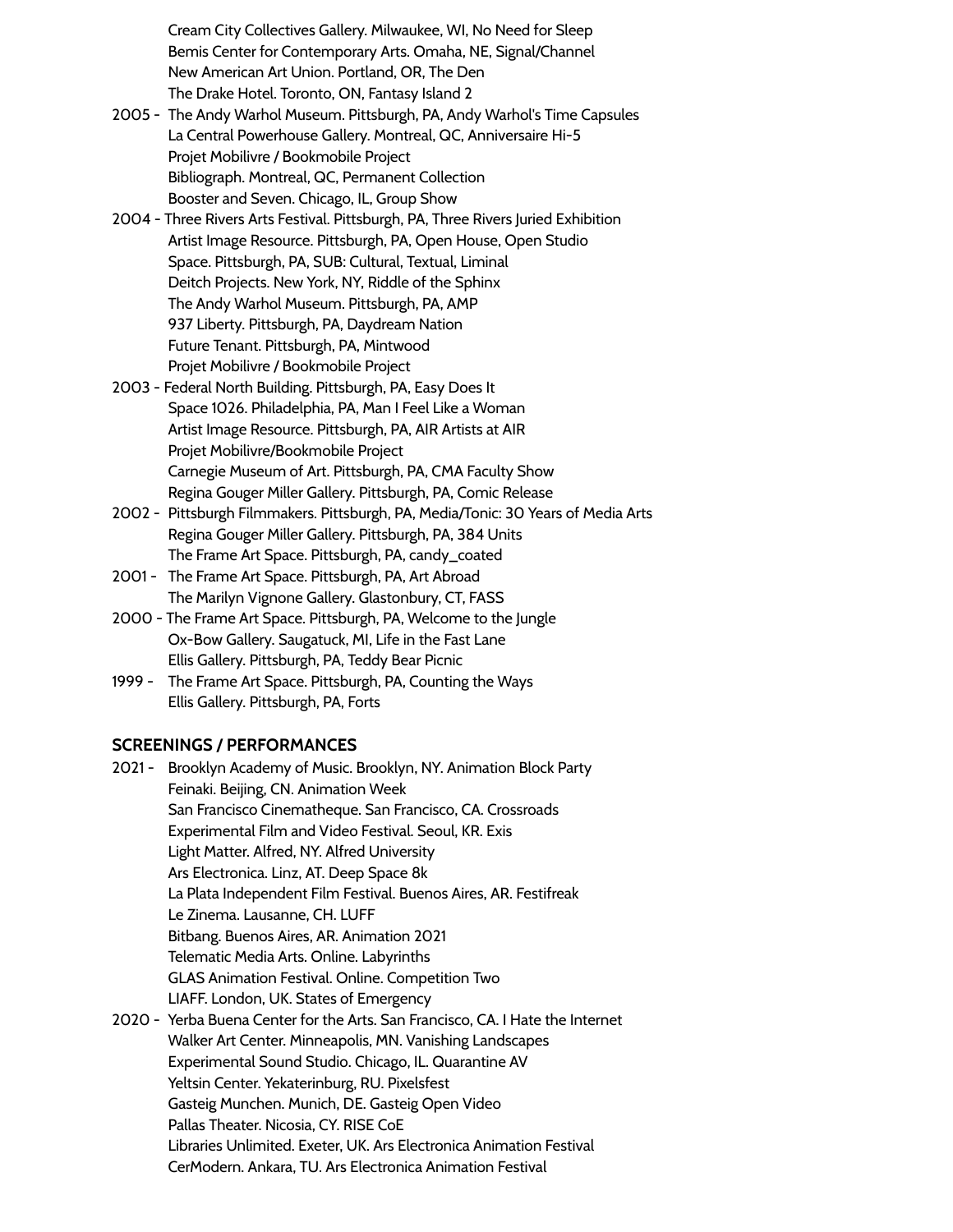Cream City Collectives Gallery. Milwaukee, WI, No Need for Sleep
Bemis Center for Contemporary Arts. Omaha, NE, Signal/Channel
New American Art Union. Portland, OR, The Den
The Drake Hotel. Toronto, ON, Fantasy Island 2

2005 - The Andy Warhol Museum. Pittsburgh, PA, Andy Warhol's Time Capsules
La Central Powerhouse Gallery. Montreal, QC, Anniversaire Hi-5
Projet Mobilivre / Bookmobile Project
Bibliograph. Montreal, QC, Permanent Collection
Booster and Seven. Chicago, IL, Group Show

2004 - Three Rivers Arts Festival. Pittsburgh, PA, Three Rivers Juried Exhibition
Artist Image Resource. Pittsburgh, PA, Open House, Open Studio
Space. Pittsburgh, PA, SUB: Cultural, Textual, Liminal
Deitch Projects. New York, NY, Riddle of the Sphinx
The Andy Warhol Museum. Pittsburgh, PA, AMP
937 Liberty. Pittsburgh, PA, Daydream Nation
Future Tenant. Pittsburgh, PA, Mintwood
Projet Mobilivre / Bookmobile Project

2003 - Federal North Building. Pittsburgh, PA, Easy Does It
Space 1026. Philadelphia, PA, Man I Feel Like a Woman
Artist Image Resource. Pittsburgh, PA, AIR Artists at AIR
Projet Mobilivre/Bookmobile Project
Carnegie Museum of Art. Pittsburgh, PA, CMA Faculty Show
Regina Gouger Miller Gallery. Pittsburgh, PA, Comic Release

2002 - Pittsburgh Filmmakers. Pittsburgh, PA, Media/Tonic: 30 Years of Media Arts
Regina Gouger Miller Gallery. Pittsburgh, PA, 384 Units
The Frame Art Space. Pittsburgh, PA, candy_coated

2001 - The Frame Art Space. Pittsburgh, PA, Art Abroad
The Marilyn Vignone Gallery. Glastonbury, CT, FASS

2000 - The Frame Art Space. Pittsburgh, PA, Welcome to the Jungle
Ox-Bow Gallery. Saugatuck, MI, Life in the Fast Lane
Ellis Gallery. Pittsburgh, PA, Teddy Bear Picnic

1999 - The Frame Art Space. Pittsburgh, PA, Counting the Ways
Ellis Gallery. Pittsburgh, PA, Forts

## SCREENINGS / PERFORMANCES

2021 - Brooklyn Academy of Music. Brooklyn, NY. Animation Block Party
Feinaki. Beijing, CN. Animation Week
San Francisco Cinematheque. San Francisco, CA. Crossroads
Experimental Film and Video Festival. Seoul, KR. Exis
Light Matter. Alfred, NY. Alfred University
Ars Electronica. Linz, AT. Deep Space 8k
La Plata Independent Film Festival. Buenos Aires, AR. Festifreak
Le Zinema. Lausanne, CH. LUFF
Bitbang. Buenos Aires, AR. Animation 2021
Telematic Media Arts. Online. Labyrinths
GLAS Animation Festival. Online. Competition Two
LIAFF. London, UK. States of Emergency

2020 - Yerba Buena Center for the Arts. San Francisco, CA. I Hate the Internet
Walker Art Center. Minneapolis, MN. Vanishing Landscapes
Experimental Sound Studio. Chicago, IL. Quarantine AV
Yeltsin Center. Yekaterinburg, RU. Pixelsfest
Gasteig Munchen. Munich, DE. Gasteig Open Video
Pallas Theater. Nicosia, CY. RISE CoE
Libraries Unlimited. Exeter, UK. Ars Electronica Animation Festival
CerModern. Ankara, TU. Ars Electronica Animation Festival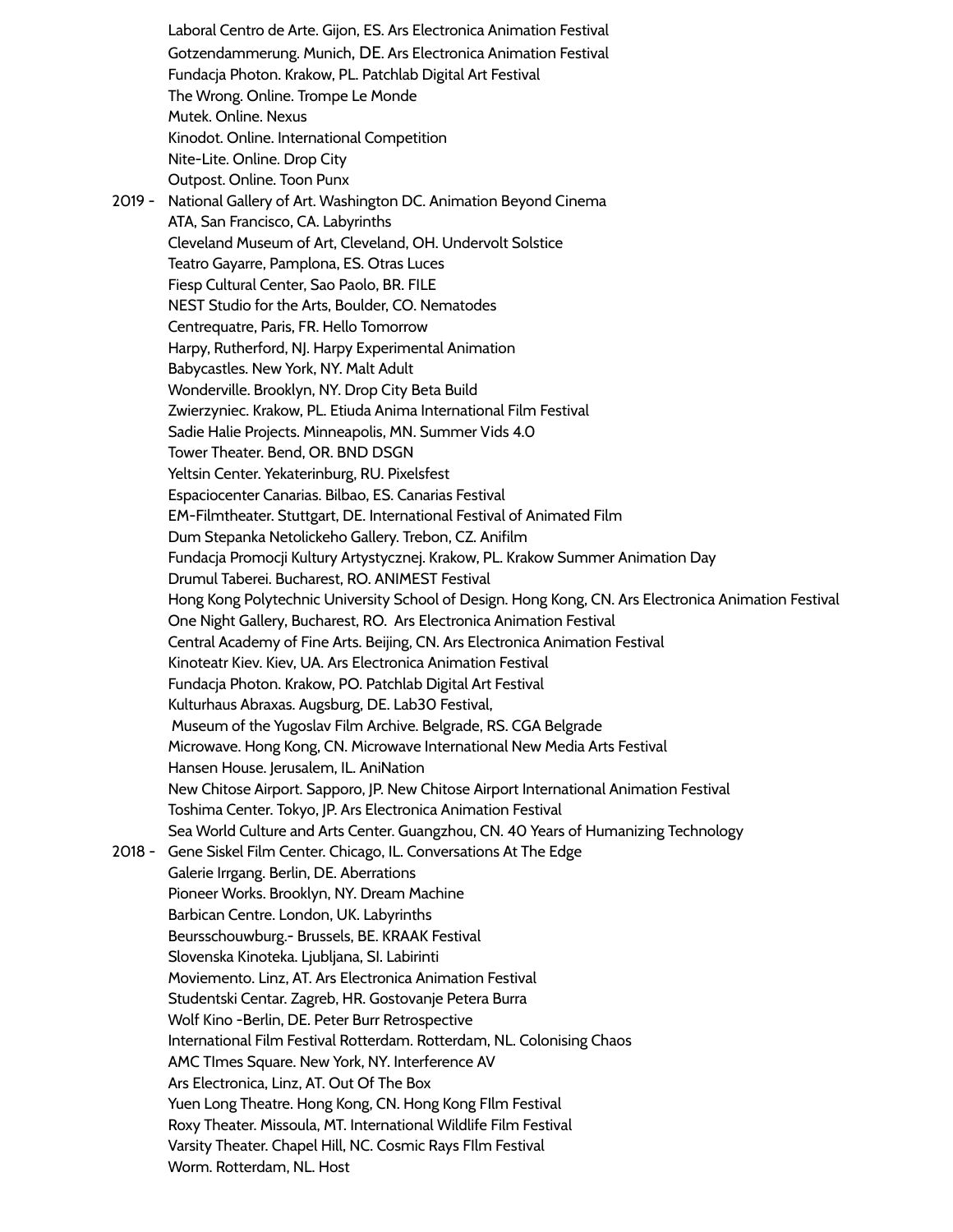Laboral Centro de Arte. Gijon, ES. Ars Electronica Animation Festival
Gotzendammerung. Munich, DE. Ars Electronica Animation Festival
Fundacja Photon. Krakow, PL. Patchlab Digital Art Festival
The Wrong. Online. Trompe Le Monde
Mutek. Online. Nexus
Kinodot. Online. International Competition
Nite-Lite. Online. Drop City
Outpost. Online. Toon Punx

2019 - National Gallery of Art. Washington DC. Animation Beyond Cinema
ATA, San Francisco, CA. Labyrinths
Cleveland Museum of Art, Cleveland, OH. Undervolt Solstice
Teatro Gayarre, Pamplona, ES. Otras Luces
Fiesp Cultural Center, Sao Paolo, BR. FILE
NEST Studio for the Arts, Boulder, CO. Nematodes
Centrequatre, Paris, FR. Hello Tomorrow
Harpy, Rutherford, NJ. Harpy Experimental Animation
Babycastles. New York, NY. Malt Adult
Wonderville. Brooklyn, NY. Drop City Beta Build
Zwierzyniec. Krakow, PL. Etiuda Anima International Film Festival
Sadie Halie Projects. Minneapolis, MN. Summer Vids 4.0
Tower Theater. Bend, OR. BND DSGN
Yeltsin Center. Yekaterinburg, RU. Pixelsfest
Espaciocenter Canarias. Bilbao, ES. Canarias Festival
EM-Filmtheater. Stuttgart, DE. International Festival of Animated Film
Dum Stepanka Netolickeho Gallery. Trebon, CZ. Anifilm
Fundacja Promocji Kultury Artystycznej. Krakow, PL. Krakow Summer Animation Day
Drumul Taberei. Bucharest, RO. ANIMEST Festival
Hong Kong Polytechnic University School of Design. Hong Kong, CN. Ars Electronica Animation Festival
One Night Gallery, Bucharest, RO. Ars Electronica Animation Festival
Central Academy of Fine Arts. Beijing, CN. Ars Electronica Animation Festival
Kinoteatr Kiev. Kiev, UA. Ars Electronica Animation Festival
Fundacja Photon. Krakow, PO. Patchlab Digital Art Festival
Kulturhaus Abraxas. Augsburg, DE. Lab30 Festival,
Museum of the Yugoslav Film Archive. Belgrade, RS. CGA Belgrade
Microwave. Hong Kong, CN. Microwave International New Media Arts Festival
Hansen House. Jerusalem, IL. AniNation
New Chitose Airport. Sapporo, JP. New Chitose Airport International Animation Festival
Toshima Center. Tokyo, JP. Ars Electronica Animation Festival
Sea World Culture and Arts Center. Guangzhou, CN. 40 Years of Humanizing Technology

2018 - Gene Siskel Film Center. Chicago, IL. Conversations At The Edge
Galerie Irrgang. Berlin, DE. Aberrations
Pioneer Works. Brooklyn, NY. Dream Machine
Barbican Centre. London, UK. Labyrinths
Beursschouwburg.- Brussels, BE. KRAAK Festival
Slovenska Kinoteka. Ljubljana, SI. Labirinti
Moviemento. Linz, AT. Ars Electronica Animation Festival
Studentski Centar. Zagreb, HR. Gostovanje Petera Burra
Wolf Kino -Berlin, DE. Peter Burr Retrospective
International Film Festival Rotterdam. Rotterdam, NL. Colonising Chaos
AMC TImes Square. New York, NY. Interference AV
Ars Electronica, Linz, AT. Out Of The Box
Yuen Long Theatre. Hong Kong, CN. Hong Kong FIlm Festival
Roxy Theater. Missoula, MT. International Wildlife Film Festival
Varsity Theater. Chapel Hill, NC. Cosmic Rays FIlm Festival
Worm. Rotterdam, NL. Host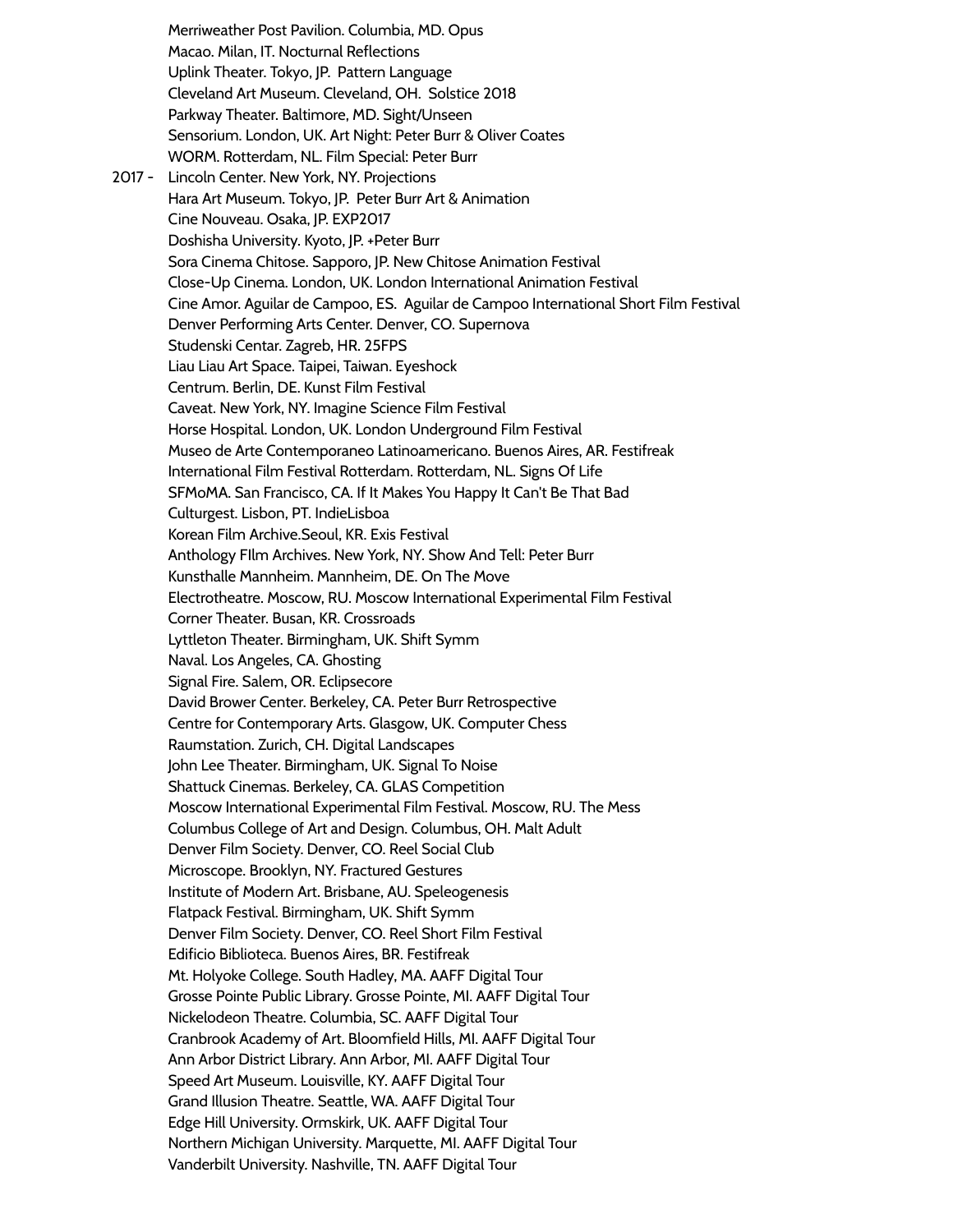Merriweather Post Pavilion. Columbia, MD. Opus
Macao. Milan, IT. Nocturnal Reflections
Uplink Theater. Tokyo, JP. Pattern Language
Cleveland Art Museum. Cleveland, OH. Solstice 2018
Parkway Theater. Baltimore, MD. Sight/Unseen
Sensorium. London, UK. Art Night: Peter Burr & Oliver Coates
WORM. Rotterdam, NL. Film Special: Peter Burr

2017 - Lincoln Center. New York, NY. Projections
Hara Art Museum. Tokyo, JP. Peter Burr Art & Animation
Cine Nouveau. Osaka, JP. EXP2017
Doshisha University. Kyoto, JP. +Peter Burr
Sora Cinema Chitose. Sapporo, JP. New Chitose Animation Festival
Close-Up Cinema. London, UK. London International Animation Festival
Cine Amor. Aguilar de Campoo, ES. Aguilar de Campoo International Short Film Festival
Denver Performing Arts Center. Denver, CO. Supernova
Studenski Centar. Zagreb, HR. 25FPS
Liau Liau Art Space. Taipei, Taiwan. Eyeshock
Centrum. Berlin, DE. Kunst Film Festival
Caveat. New York, NY. Imagine Science Film Festival
Horse Hospital. London, UK. London Underground Film Festival
Museo de Arte Contemporaneo Latinoamericano. Buenos Aires, AR. Festifreak
International Film Festival Rotterdam. Rotterdam, NL. Signs Of Life
SFMoMA. San Francisco, CA. If It Makes You Happy It Can't Be That Bad
Culturgest. Lisbon, PT. IndieLisboa
Korean Film Archive.Seoul, KR. Exis Festival
Anthology FIlm Archives. New York, NY. Show And Tell: Peter Burr
Kunsthalle Mannheim. Mannheim, DE. On The Move
Electrotheatre. Moscow, RU. Moscow International Experimental Film Festival
Corner Theater. Busan, KR. Crossroads
Lyttleton Theater. Birmingham, UK. Shift Symm
Naval. Los Angeles, CA. Ghosting
Signal Fire. Salem, OR. Eclipsecore
David Brower Center. Berkeley, CA. Peter Burr Retrospective
Centre for Contemporary Arts. Glasgow, UK. Computer Chess
Raumstation. Zurich, CH. Digital Landscapes
John Lee Theater. Birmingham, UK. Signal To Noise
Shattuck Cinemas. Berkeley, CA. GLAS Competition
Moscow International Experimental Film Festival. Moscow, RU. The Mess
Columbus College of Art and Design. Columbus, OH. Malt Adult
Denver Film Society. Denver, CO. Reel Social Club
Microscope. Brooklyn, NY. Fractured Gestures
Institute of Modern Art. Brisbane, AU. Speleogenesis
Flatpack Festival. Birmingham, UK. Shift Symm
Denver Film Society. Denver, CO. Reel Short Film Festival
Edificio Biblioteca. Buenos Aires, BR. Festifreak
Mt. Holyoke College. South Hadley, MA. AAFF Digital Tour
Grosse Pointe Public Library. Grosse Pointe, MI. AAFF Digital Tour
Nickelodeon Theatre. Columbia, SC. AAFF Digital Tour
Cranbrook Academy of Art. Bloomfield Hills, MI. AAFF Digital Tour
Ann Arbor District Library. Ann Arbor, MI. AAFF Digital Tour
Speed Art Museum. Louisville, KY. AAFF Digital Tour
Grand Illusion Theatre. Seattle, WA. AAFF Digital Tour
Edge Hill University. Ormskirk, UK. AAFF Digital Tour
Northern Michigan University. Marquette, MI. AAFF Digital Tour
Vanderbilt University. Nashville, TN. AAFF Digital Tour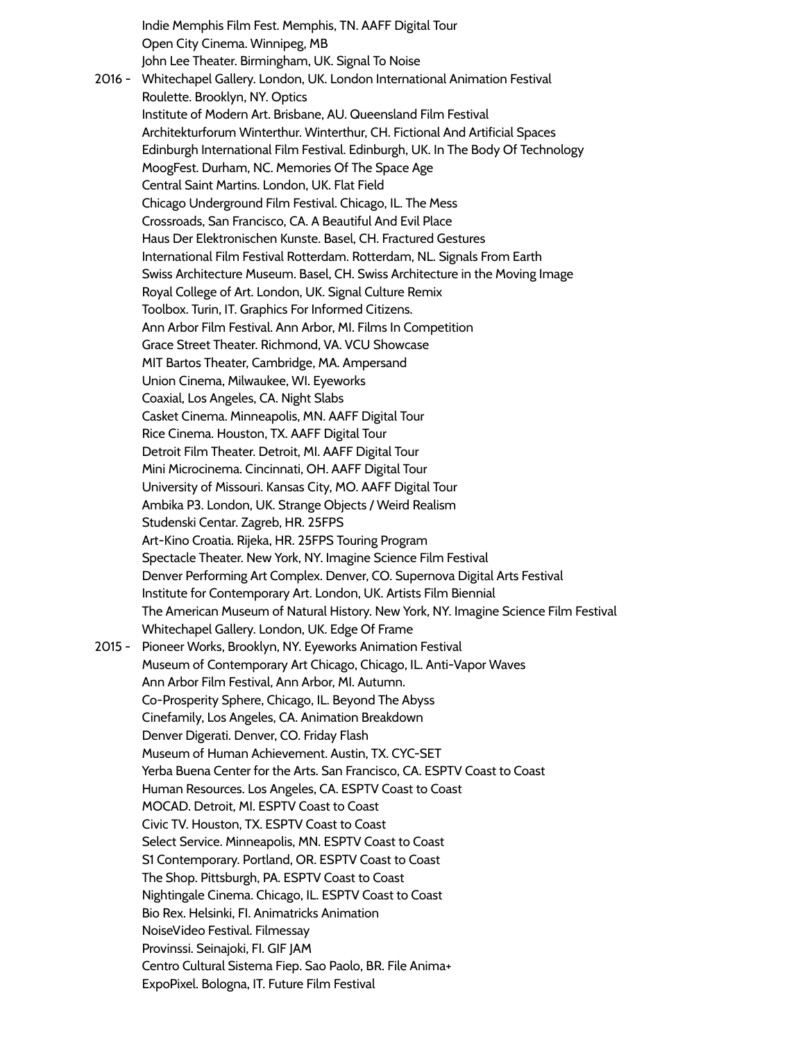Indie Memphis Film Fest. Memphis, TN. AAFF Digital Tour
Open City Cinema. Winnipeg, MB
John Lee Theater. Birmingham, UK. Signal To Noise

2016 - Whitechapel Gallery. London, UK. London International Animation Festival
Roulette. Brooklyn, NY. Optics
Institute of Modern Art. Brisbane, AU. Queensland Film Festival
Architekturforum Winterthur. Winterthur, CH. Fictional And Artificial Spaces
Edinburgh International Film Festival. Edinburgh, UK. In The Body Of Technology
MoogFest. Durham, NC. Memories Of The Space Age
Central Saint Martins. London, UK. Flat Field
Chicago Underground Film Festival. Chicago, IL. The Mess
Crossroads, San Francisco, CA. A Beautiful And Evil Place
Haus Der Elektronischen Kunste. Basel, CH. Fractured Gestures
International Film Festival Rotterdam. Rotterdam, NL. Signals From Earth
Swiss Architecture Museum. Basel, CH. Swiss Architecture in the Moving Image
Royal College of Art. London, UK. Signal Culture Remix
Toolbox. Turin, IT. Graphics For Informed Citizens.
Ann Arbor Film Festival. Ann Arbor, MI. Films In Competition
Grace Street Theater. Richmond, VA. VCU Showcase
MIT Bartos Theater, Cambridge, MA. Ampersand
Union Cinema, Milwaukee, WI. Eyeworks
Coaxial, Los Angeles, CA. Night Slabs
Casket Cinema. Minneapolis, MN. AAFF Digital Tour
Rice Cinema. Houston, TX. AAFF Digital Tour
Detroit Film Theater. Detroit, MI. AAFF Digital Tour
Mini Microcinema. Cincinnati, OH. AAFF Digital Tour
University of Missouri. Kansas City, MO. AAFF Digital Tour
Ambika P3. London, UK. Strange Objects / Weird Realism
Studenski Centar. Zagreb, HR. 25FPS
Art-Kino Croatia. Rijeka, HR. 25FPS Touring Program
Spectacle Theater. New York, NY. Imagine Science Film Festival
Denver Performing Art Complex. Denver, CO. Supernova Digital Arts Festival
Institute for Contemporary Art. London, UK. Artists Film Biennial
The American Museum of Natural History. New York, NY. Imagine Science Film Festival
Whitechapel Gallery. London, UK. Edge Of Frame

2015 - Pioneer Works, Brooklyn, NY. Eyeworks Animation Festival
Museum of Contemporary Art Chicago, Chicago, IL. Anti-Vapor Waves
Ann Arbor Film Festival, Ann Arbor, MI. Autumn.
Co-Prosperity Sphere, Chicago, IL. Beyond The Abyss
Cinefamily, Los Angeles, CA. Animation Breakdown
Denver Digerati. Denver, CO. Friday Flash
Museum of Human Achievement. Austin, TX. CYC-SET
Yerba Buena Center for the Arts. San Francisco, CA. ESPTV Coast to Coast
Human Resources. Los Angeles, CA. ESPTV Coast to Coast
MOCAD. Detroit, MI. ESPTV Coast to Coast
Civic TV. Houston, TX. ESPTV Coast to Coast
Select Service. Minneapolis, MN. ESPTV Coast to Coast
S1 Contemporary. Portland, OR. ESPTV Coast to Coast
The Shop. Pittsburgh, PA. ESPTV Coast to Coast
Nightingale Cinema. Chicago, IL. ESPTV Coast to Coast
Bio Rex. Helsinki, FI. Animatricks Animation
NoiseVideo Festival. Filmessay
Provinssi. Seinajoki, FI. GIF JAM
Centro Cultural Sistema Fiep. Sao Paolo, BR. File Anima+
ExpoPixel. Bologna, IT. Future Film Festival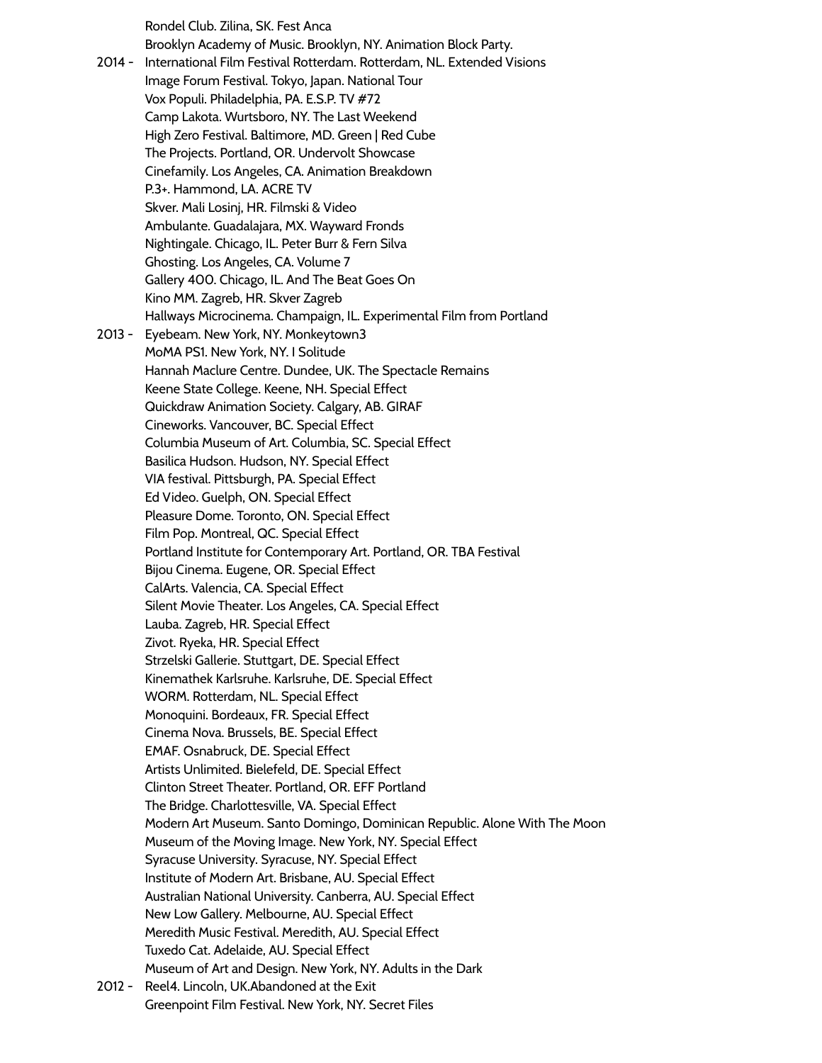Rondel Club. Zilina, SK. Fest Anca
Brooklyn Academy of Music. Brooklyn, NY. Animation Block Party.

2014 - International Film Festival Rotterdam. Rotterdam, NL. Extended Visions
Image Forum Festival. Tokyo, Japan. National Tour
Vox Populi. Philadelphia, PA. E.S.P. TV #72
Camp Lakota. Wurtsboro, NY. The Last Weekend
High Zero Festival. Baltimore, MD. Green | Red Cube
The Projects. Portland, OR. Undervolt Showcase
Cinefamily. Los Angeles, CA. Animation Breakdown
P.3+. Hammond, LA. ACRE TV
Skver. Mali Losinj, HR. Filmski & Video
Ambulante. Guadalajara, MX. Wayward Fronds
Nightingale. Chicago, IL. Peter Burr & Fern Silva
Ghosting. Los Angeles, CA. Volume 7
Gallery 400. Chicago, IL. And The Beat Goes On
Kino MM. Zagreb, HR. Skver Zagreb
Hallways Microcinema. Champaign, IL. Experimental Film from Portland

2013 - Eyebeam. New York, NY. Monkeytown3
MoMA PS1. New York, NY. I Solitude
Hannah Maclure Centre. Dundee, UK. The Spectacle Remains
Keene State College. Keene, NH. Special Effect
Quickdraw Animation Society. Calgary, AB. GIRAF
Cineworks. Vancouver, BC. Special Effect
Columbia Museum of Art. Columbia, SC. Special Effect
Basilica Hudson. Hudson, NY. Special Effect
VIA festival. Pittsburgh, PA. Special Effect
Ed Video. Guelph, ON. Special Effect
Pleasure Dome. Toronto, ON. Special Effect
Film Pop. Montreal, QC. Special Effect
Portland Institute for Contemporary Art. Portland, OR. TBA Festival
Bijou Cinema. Eugene, OR. Special Effect
CalArts. Valencia, CA. Special Effect
Silent Movie Theater. Los Angeles, CA. Special Effect
Lauba. Zagreb, HR. Special Effect
Zivot. Ryeka, HR. Special Effect
Strzelski Gallerie. Stuttgart, DE. Special Effect
Kinemathek Karlsruhe. Karlsruhe, DE. Special Effect
WORM. Rotterdam, NL. Special Effect
Monoquini. Bordeaux, FR. Special Effect
Cinema Nova. Brussels, BE. Special Effect
EMAF. Osnabruck, DE. Special Effect
Artists Unlimited. Bielefeld, DE. Special Effect
Clinton Street Theater. Portland, OR. EFF Portland
The Bridge. Charlottesville, VA. Special Effect
Modern Art Museum. Santo Domingo, Dominican Republic. Alone With The Moon
Museum of the Moving Image. New York, NY. Special Effect
Syracuse University. Syracuse, NY. Special Effect
Institute of Modern Art. Brisbane, AU. Special Effect
Australian National University. Canberra, AU. Special Effect
New Low Gallery. Melbourne, AU. Special Effect
Meredith Music Festival. Meredith, AU. Special Effect
Tuxedo Cat. Adelaide, AU. Special Effect
Museum of Art and Design. New York, NY. Adults in the Dark

2012 - Reel4. Lincoln, UK.Abandoned at the Exit
Greenpoint Film Festival. New York, NY. Secret Files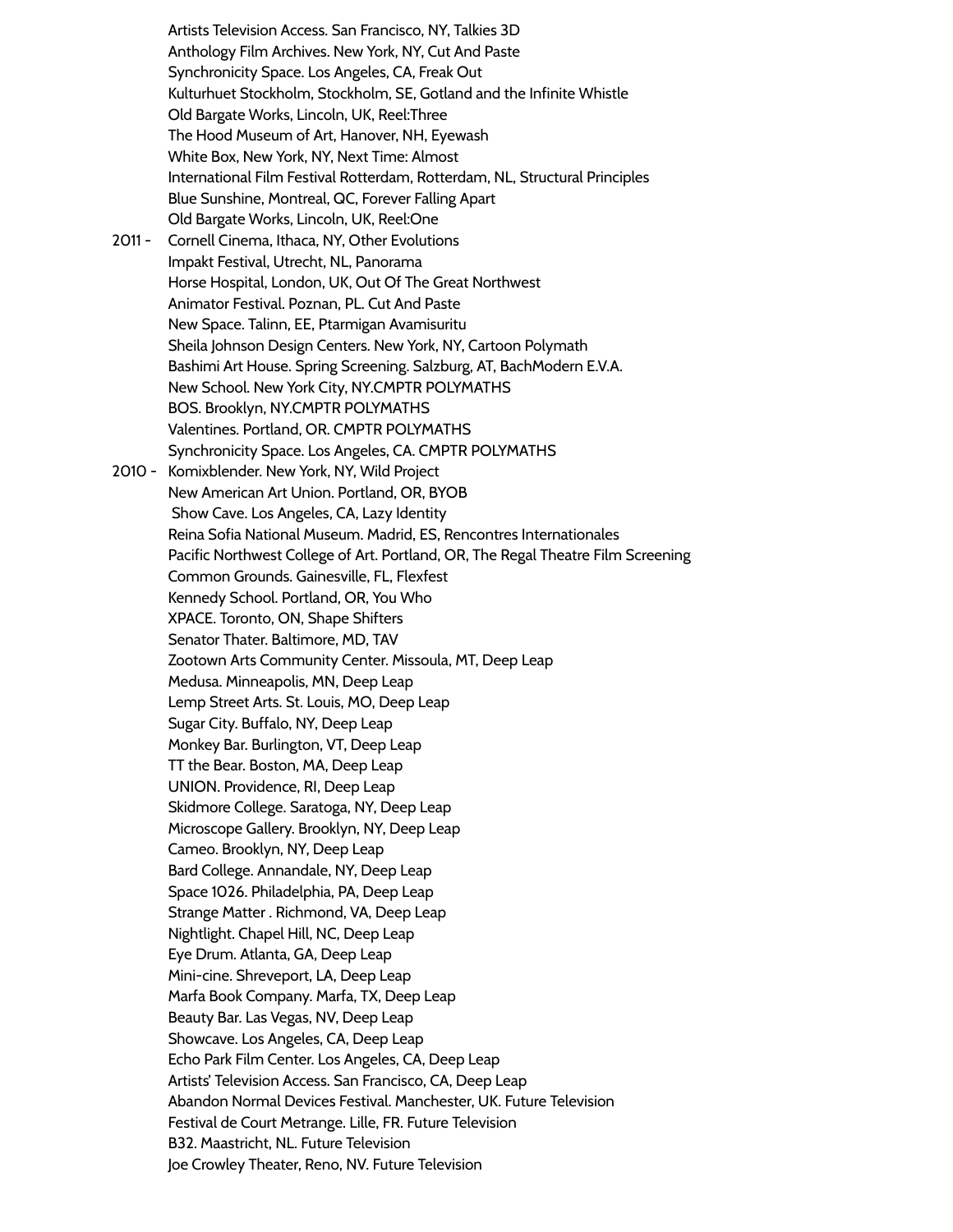Artists Television Access. San Francisco, NY, Talkies 3D
Anthology Film Archives. New York, NY, Cut And Paste
Synchronicity Space. Los Angeles, CA, Freak Out
Kulturhuet Stockholm, Stockholm, SE, Gotland and the Infinite Whistle
Old Bargate Works, Lincoln, UK, Reel:Three
The Hood Museum of Art, Hanover, NH, Eyewash
White Box, New York, NY, Next Time: Almost
International Film Festival Rotterdam, Rotterdam, NL, Structural Principles
Blue Sunshine, Montreal, QC, Forever Falling Apart
Old Bargate Works, Lincoln, UK, Reel:One

2011 - Cornell Cinema, Ithaca, NY, Other Evolutions
Impakt Festival, Utrecht, NL, Panorama
Horse Hospital, London, UK, Out Of The Great Northwest
Animator Festival. Poznan, PL. Cut And Paste
New Space. Talinn, EE, Ptarmigan Avamisuritu
Sheila Johnson Design Centers. New York, NY, Cartoon Polymath
Bashimi Art House. Spring Screening. Salzburg, AT, BachModern E.V.A.
New School. New York City, NY.CMPTR POLYMATHS
BOS. Brooklyn, NY.CMPTR POLYMATHS
Valentines. Portland, OR. CMPTR POLYMATHS
Synchronicity Space. Los Angeles, CA. CMPTR POLYMATHS

2010 - Komixblender. New York, NY, Wild Project
New American Art Union. Portland, OR, BYOB
Show Cave. Los Angeles, CA, Lazy Identity
Reina Sofia National Museum. Madrid, ES, Rencontres Internationales
Pacific Northwest College of Art. Portland, OR, The Regal Theatre Film Screening
Common Grounds. Gainesville, FL, Flexfest
Kennedy School. Portland, OR, You Who
XPACE. Toronto, ON, Shape Shifters
Senator Thater. Baltimore, MD, TAV
Zootown Arts Community Center. Missoula, MT, Deep Leap
Medusa. Minneapolis, MN, Deep Leap
Lemp Street Arts. St. Louis, MO, Deep Leap
Sugar City. Buffalo, NY, Deep Leap
Monkey Bar. Burlington, VT, Deep Leap
TT the Bear. Boston, MA, Deep Leap
UNION. Providence, RI, Deep Leap
Skidmore College. Saratoga, NY, Deep Leap
Microscope Gallery. Brooklyn, NY, Deep Leap
Cameo. Brooklyn, NY, Deep Leap
Bard College. Annandale, NY, Deep Leap
Space 1026. Philadelphia, PA, Deep Leap
Strange Matter . Richmond, VA, Deep Leap
Nightlight. Chapel Hill, NC, Deep Leap
Eye Drum. Atlanta, GA, Deep Leap
Mini-cine. Shreveport, LA, Deep Leap
Marfa Book Company. Marfa, TX, Deep Leap
Beauty Bar. Las Vegas, NV, Deep Leap
Showcave. Los Angeles, CA, Deep Leap
Echo Park Film Center. Los Angeles, CA, Deep Leap
Artists' Television Access. San Francisco, CA, Deep Leap
Abandon Normal Devices Festival. Manchester, UK. Future Television
Festival de Court Metrange. Lille, FR. Future Television
B32. Maastricht, NL. Future Television
Joe Crowley Theater, Reno, NV. Future Television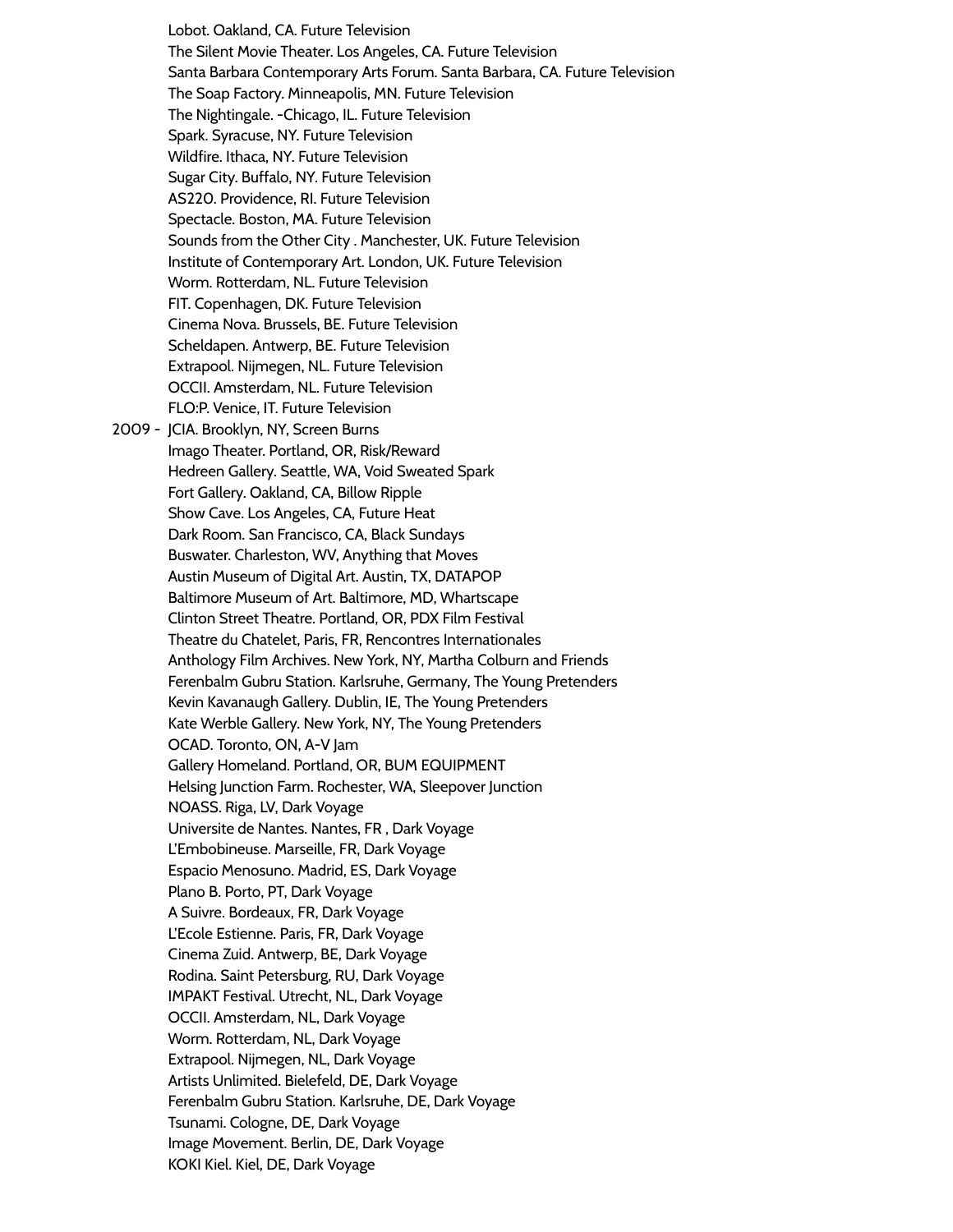Lobot. Oakland, CA. Future Television
The Silent Movie Theater. Los Angeles, CA. Future Television
Santa Barbara Contemporary Arts Forum. Santa Barbara, CA. Future Television
The Soap Factory. Minneapolis, MN. Future Television
The Nightingale. -Chicago, IL. Future Television
Spark. Syracuse, NY. Future Television
Wildfire. Ithaca, NY. Future Television
Sugar City. Buffalo, NY. Future Television
AS220. Providence, RI. Future Television
Spectacle. Boston, MA. Future Television
Sounds from the Other City . Manchester, UK. Future Television
Institute of Contemporary Art. London, UK. Future Television
Worm. Rotterdam, NL. Future Television
FIT. Copenhagen, DK. Future Television
Cinema Nova. Brussels, BE. Future Television
Scheldapen. Antwerp, BE. Future Television
Extrapool. Nijmegen, NL. Future Television
OCCII. Amsterdam, NL. Future Television
FLO:P. Venice, IT. Future Television

2009 - JCIA. Brooklyn, NY, Screen Burns
Imago Theater. Portland, OR, Risk/Reward
Hedreen Gallery. Seattle, WA, Void Sweated Spark
Fort Gallery. Oakland, CA, Billow Ripple
Show Cave. Los Angeles, CA, Future Heat
Dark Room. San Francisco, CA, Black Sundays
Buswater. Charleston, WV, Anything that Moves
Austin Museum of Digital Art. Austin, TX, DATAPOP
Baltimore Museum of Art. Baltimore, MD, Whartscape
Clinton Street Theatre. Portland, OR, PDX Film Festival
Theatre du Chatelet, Paris, FR, Rencontres Internationales
Anthology Film Archives. New York, NY, Martha Colburn and Friends
Ferenbalm Gubru Station. Karlsruhe, Germany, The Young Pretenders
Kevin Kavanaugh Gallery. Dublin, IE, The Young Pretenders
Kate Werble Gallery. New York, NY, The Young Pretenders
OCAD. Toronto, ON, A-V Jam
Gallery Homeland. Portland, OR, BUM EQUIPMENT
Helsing Junction Farm. Rochester, WA, Sleepover Junction
NOASS. Riga, LV, Dark Voyage
Universite de Nantes. Nantes, FR , Dark Voyage
L'Embobineuse. Marseille, FR, Dark Voyage
Espacio Menosuno. Madrid, ES, Dark Voyage
Plano B. Porto, PT, Dark Voyage
A Suivre. Bordeaux, FR, Dark Voyage
L'Ecole Estienne. Paris, FR, Dark Voyage
Cinema Zuid. Antwerp, BE, Dark Voyage
Rodina. Saint Petersburg, RU, Dark Voyage
IMPAKT Festival. Utrecht, NL, Dark Voyage
OCCII. Amsterdam, NL, Dark Voyage
Worm. Rotterdam, NL, Dark Voyage
Extrapool. Nijmegen, NL, Dark Voyage
Artists Unlimited. Bielefeld, DE, Dark Voyage
Ferenbalm Gubru Station. Karlsruhe, DE, Dark Voyage
Tsunami. Cologne, DE, Dark Voyage
Image Movement. Berlin, DE, Dark Voyage
KOKI Kiel. Kiel, DE, Dark Voyage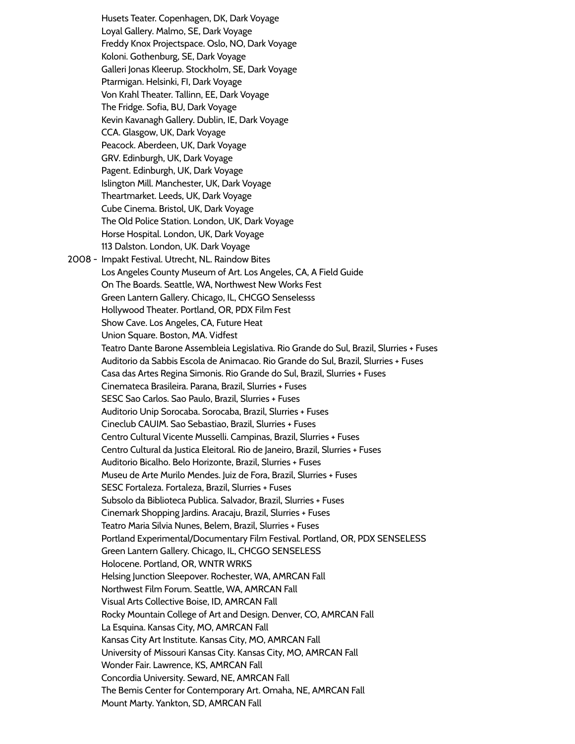Husets Teater. Copenhagen, DK, Dark Voyage
Loyal Gallery. Malmo, SE, Dark Voyage
Freddy Knox Projectspace. Oslo, NO, Dark Voyage
Koloni. Gothenburg, SE, Dark Voyage
Galleri Jonas Kleerup. Stockholm, SE, Dark Voyage
Ptarmigan. Helsinki, FI, Dark Voyage
Von Krahl Theater. Tallinn, EE, Dark Voyage
The Fridge. Sofia, BU, Dark Voyage
Kevin Kavanagh Gallery. Dublin, IE, Dark Voyage
CCA. Glasgow, UK, Dark Voyage
Peacock. Aberdeen, UK, Dark Voyage
GRV. Edinburgh, UK, Dark Voyage
Pagent. Edinburgh, UK, Dark Voyage
Islington Mill. Manchester, UK, Dark Voyage
Theartmarket. Leeds, UK, Dark Voyage
Cube Cinema. Bristol, UK, Dark Voyage
The Old Police Station. London, UK, Dark Voyage
Horse Hospital. London, UK, Dark Voyage
113 Dalston. London, UK. Dark Voyage

2008 - Impakt Festival. Utrecht, NL. Raindow Bites
Los Angeles County Museum of Art. Los Angeles, CA, A Field Guide
On The Boards. Seattle, WA, Northwest New Works Fest
Green Lantern Gallery. Chicago, IL, CHCGO Senselesss
Hollywood Theater. Portland, OR, PDX Film Fest
Show Cave. Los Angeles, CA, Future Heat
Union Square. Boston, MA. Vidfest
Teatro Dante Barone Assembleia Legislativa. Rio Grande do Sul, Brazil, Slurries + Fuses
Auditorio da Sabbis Escola de Animacao. Rio Grande do Sul, Brazil, Slurries + Fuses
Casa das Artes Regina Simonis. Rio Grande do Sul, Brazil, Slurries + Fuses
Cinemateca Brasileira. Parana, Brazil, Slurries + Fuses
SESC Sao Carlos. Sao Paulo, Brazil, Slurries + Fuses
Auditorio Unip Sorocaba. Sorocaba, Brazil, Slurries + Fuses
Cineclub CAUIM. Sao Sebastiao, Brazil, Slurries + Fuses
Centro Cultural Vicente Musselli. Campinas, Brazil, Slurries + Fuses
Centro Cultural da Justica Eleitoral. Rio de Janeiro, Brazil, Slurries + Fuses
Auditorio Bicalho. Belo Horizonte, Brazil, Slurries + Fuses
Museu de Arte Murilo Mendes. Juiz de Fora, Brazil, Slurries + Fuses
SESC Fortaleza. Fortaleza, Brazil, Slurries + Fuses
Subsolo da Biblioteca Publica. Salvador, Brazil, Slurries + Fuses
Cinemark Shopping Jardins. Aracaju, Brazil, Slurries + Fuses
Teatro Maria Silvia Nunes, Belem, Brazil, Slurries + Fuses
Portland Experimental/Documentary Film Festival. Portland, OR, PDX SENSELESS
Green Lantern Gallery. Chicago, IL, CHCGO SENSELESS
Holocene. Portland, OR, WNTR WRKS
Helsing Junction Sleepover. Rochester, WA, AMRCAN Fall
Northwest Film Forum. Seattle, WA, AMRCAN Fall
Visual Arts Collective Boise, ID, AMRCAN Fall
Rocky Mountain College of Art and Design. Denver, CO, AMRCAN Fall
La Esquina. Kansas City, MO, AMRCAN Fall
Kansas City Art Institute. Kansas City, MO, AMRCAN Fall
University of Missouri Kansas City. Kansas City, MO, AMRCAN Fall
Wonder Fair. Lawrence, KS, AMRCAN Fall
Concordia University. Seward, NE, AMRCAN Fall
The Bemis Center for Contemporary Art. Omaha, NE, AMRCAN Fall
Mount Marty. Yankton, SD, AMRCAN Fall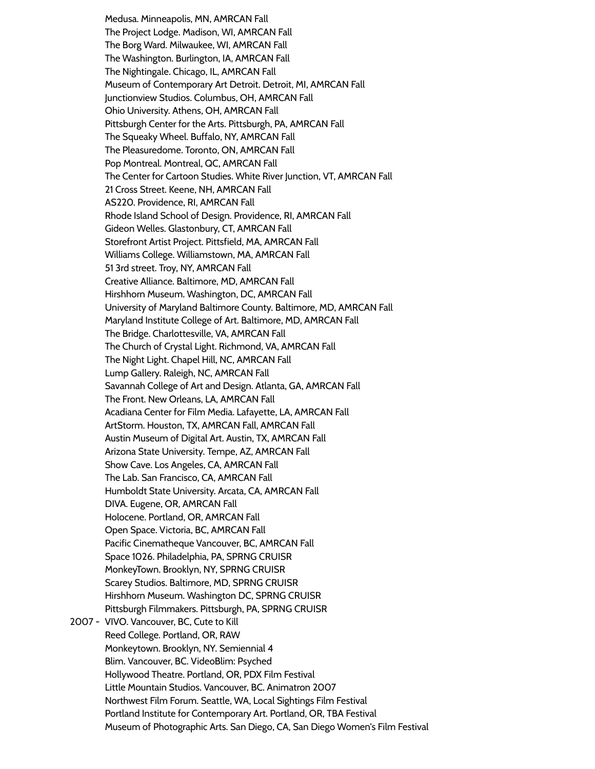Medusa. Minneapolis, MN, AMRCAN Fall
The Project Lodge. Madison, WI, AMRCAN Fall
The Borg Ward. Milwaukee, WI, AMRCAN Fall
The Washington. Burlington, IA, AMRCAN Fall
The Nightingale. Chicago, IL, AMRCAN Fall
Museum of Contemporary Art Detroit. Detroit, MI, AMRCAN Fall
Junctionview Studios. Columbus, OH, AMRCAN Fall
Ohio University. Athens, OH, AMRCAN Fall
Pittsburgh Center for the Arts. Pittsburgh, PA, AMRCAN Fall
The Squeaky Wheel. Buffalo, NY, AMRCAN Fall
The Pleasuredome. Toronto, ON, AMRCAN Fall
Pop Montreal. Montreal, QC, AMRCAN Fall
The Center for Cartoon Studies. White River Junction, VT, AMRCAN Fall
21 Cross Street. Keene, NH, AMRCAN Fall
AS220. Providence, RI, AMRCAN Fall
Rhode Island School of Design. Providence, RI, AMRCAN Fall
Gideon Welles. Glastonbury, CT, AMRCAN Fall
Storefront Artist Project. Pittsfield, MA, AMRCAN Fall
Williams College. Williamstown, MA, AMRCAN Fall
51 3rd street. Troy, NY, AMRCAN Fall
Creative Alliance. Baltimore, MD, AMRCAN Fall
Hirshhorn Museum. Washington, DC, AMRCAN Fall
University of Maryland Baltimore County. Baltimore, MD, AMRCAN Fall
Maryland Institute College of Art. Baltimore, MD, AMRCAN Fall
The Bridge. Charlottesville, VA, AMRCAN Fall
The Church of Crystal Light. Richmond, VA, AMRCAN Fall
The Night Light. Chapel Hill, NC, AMRCAN Fall
Lump Gallery. Raleigh, NC, AMRCAN Fall
Savannah College of Art and Design. Atlanta, GA, AMRCAN Fall
The Front. New Orleans, LA, AMRCAN Fall
Acadiana Center for Film Media. Lafayette, LA, AMRCAN Fall
ArtStorm. Houston, TX, AMRCAN Fall, AMRCAN Fall
Austin Museum of Digital Art. Austin, TX, AMRCAN Fall
Arizona State University. Tempe, AZ, AMRCAN Fall
Show Cave. Los Angeles, CA, AMRCAN Fall
The Lab. San Francisco, CA, AMRCAN Fall
Humboldt State University. Arcata, CA, AMRCAN Fall
DIVA. Eugene, OR, AMRCAN Fall
Holocene. Portland, OR, AMRCAN Fall
Open Space. Victoria, BC, AMRCAN Fall
Pacific Cinematheque Vancouver, BC, AMRCAN Fall
Space 1026. Philadelphia, PA, SPRNG CRUISR
MonkeyTown. Brooklyn, NY, SPRNG CRUISR
Scarey Studios. Baltimore, MD, SPRNG CRUISR
Hirshhorn Museum. Washington DC, SPRNG CRUISR
Pittsburgh Filmmakers. Pittsburgh, PA, SPRNG CRUISR

2007 - VIVO. Vancouver, BC, Cute to Kill
Reed College. Portland, OR, RAW
Monkeytown. Brooklyn, NY. Semiennial 4
Blim. Vancouver, BC. VideoBlim: Psyched
Hollywood Theatre. Portland, OR, PDX Film Festival
Little Mountain Studios. Vancouver, BC. Animatron 2007
Northwest Film Forum. Seattle, WA, Local Sightings Film Festival
Portland Institute for Contemporary Art. Portland, OR, TBA Festival
Museum of Photographic Arts. San Diego, CA, San Diego Women's Film Festival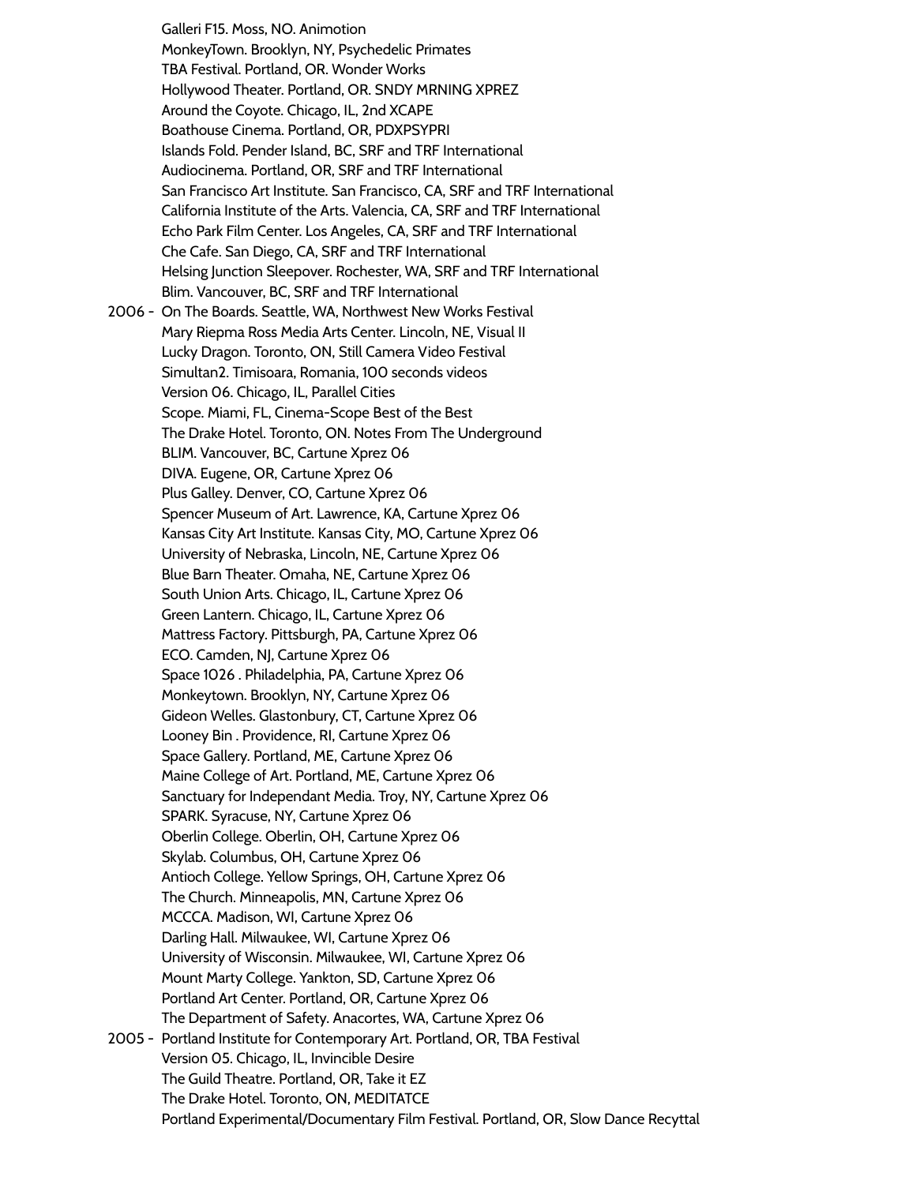Galleri F15. Moss, NO. Animotion
MonkeyTown. Brooklyn, NY, Psychedelic Primates
TBA Festival. Portland, OR. Wonder Works
Hollywood Theater. Portland, OR. SNDY MRNING XPREZ
Around the Coyote. Chicago, IL, 2nd XCAPE
Boathouse Cinema. Portland, OR, PDXPSYPRI
Islands Fold. Pender Island, BC, SRF and TRF International
Audiocinema. Portland, OR, SRF and TRF International
San Francisco Art Institute. San Francisco, CA, SRF and TRF International
California Institute of the Arts. Valencia, CA, SRF and TRF International
Echo Park Film Center. Los Angeles, CA, SRF and TRF International
Che Cafe. San Diego, CA, SRF and TRF International
Helsing Junction Sleepover. Rochester, WA, SRF and TRF International
Blim. Vancouver, BC, SRF and TRF International

2006 - On The Boards. Seattle, WA, Northwest New Works Festival
Mary Riepma Ross Media Arts Center. Lincoln, NE, Visual II
Lucky Dragon. Toronto, ON, Still Camera Video Festival
Simultan2. Timisoara, Romania, 100 seconds videos
Version 06. Chicago, IL, Parallel Cities
Scope. Miami, FL, Cinema-Scope Best of the Best
The Drake Hotel. Toronto, ON. Notes From The Underground
BLIM. Vancouver, BC, Cartune Xprez 06
DIVA. Eugene, OR, Cartune Xprez 06
Plus Galley. Denver, CO, Cartune Xprez 06
Spencer Museum of Art. Lawrence, KA, Cartune Xprez 06
Kansas City Art Institute. Kansas City, MO, Cartune Xprez 06
University of Nebraska, Lincoln, NE, Cartune Xprez 06
Blue Barn Theater. Omaha, NE, Cartune Xprez 06
South Union Arts. Chicago, IL, Cartune Xprez 06
Green Lantern. Chicago, IL, Cartune Xprez 06
Mattress Factory. Pittsburgh, PA, Cartune Xprez 06
ECO. Camden, NJ, Cartune Xprez 06
Space 1026 . Philadelphia, PA, Cartune Xprez 06
Monkeytown. Brooklyn, NY, Cartune Xprez 06
Gideon Welles. Glastonbury, CT, Cartune Xprez 06
Looney Bin . Providence, RI, Cartune Xprez 06
Space Gallery. Portland, ME, Cartune Xprez 06
Maine College of Art. Portland, ME, Cartune Xprez 06
Sanctuary for Independant Media. Troy, NY, Cartune Xprez 06
SPARK. Syracuse, NY, Cartune Xprez 06
Oberlin College. Oberlin, OH, Cartune Xprez 06
Skylab. Columbus, OH, Cartune Xprez 06
Antioch College. Yellow Springs, OH, Cartune Xprez 06
The Church. Minneapolis, MN, Cartune Xprez 06
MCCCA. Madison, WI, Cartune Xprez 06
Darling Hall. Milwaukee, WI, Cartune Xprez 06
University of Wisconsin. Milwaukee, WI, Cartune Xprez 06
Mount Marty College. Yankton, SD, Cartune Xprez 06
Portland Art Center. Portland, OR, Cartune Xprez 06
The Department of Safety. Anacortes, WA, Cartune Xprez 06

2005 - Portland Institute for Contemporary Art. Portland, OR, TBA Festival
Version 05. Chicago, IL, Invincible Desire
The Guild Theatre. Portland, OR, Take it EZ
The Drake Hotel. Toronto, ON, MEDITATCE
Portland Experimental/Documentary Film Festival. Portland, OR, Slow Dance Recyttal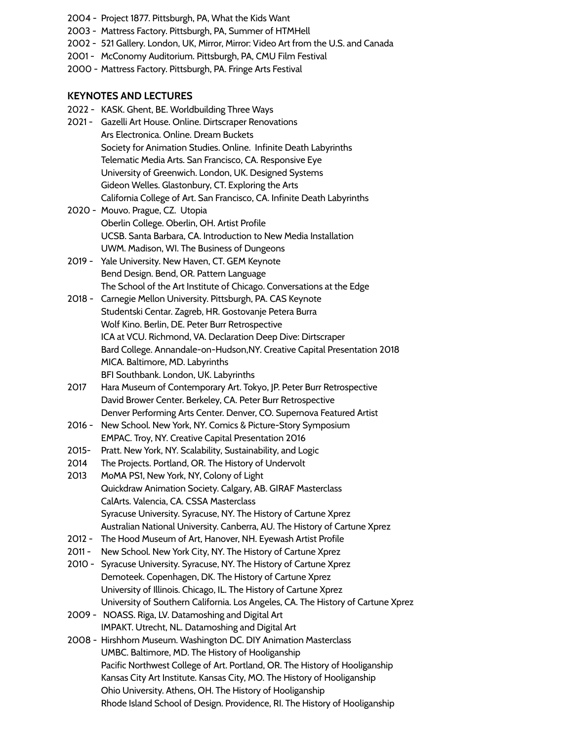2004 - Project 1877. Pittsburgh, PA, What the Kids Want
2003 - Mattress Factory. Pittsburgh, PA, Summer of HTMHell
2002 - 521 Gallery. London, UK, Mirror, Mirror: Video Art from the U.S. and Canada
2001 - McConomy Auditorium. Pittsburgh, PA, CMU Film Festival
2000 - Mattress Factory. Pittsburgh, PA. Fringe Arts Festival

**KEYNOTES AND LECTURES**

2022 - KASK. Ghent, BE. Worldbuilding Three Ways
2021 - Gazelli Art House. Online. Dirtscraper Renovations
Ars Electronica. Online. Dream Buckets
Society for Animation Studies. Online. Infinite Death Labyrinths
Telematic Media Arts. San Francisco, CA. Responsive Eye
University of Greenwich. London, UK. Designed Systems
Gideon Welles. Glastonbury, CT. Exploring the Arts
California College of Art. San Francisco, CA. Infinite Death Labyrinths
2020 - Mouvo. Prague, CZ. Utopia
Oberlin College. Oberlin, OH. Artist Profile
UCSB. Santa Barbara, CA. Introduction to New Media Installation
UWM. Madison, WI. The Business of Dungeons
2019 - Yale University. New Haven, CT. GEM Keynote
Bend Design. Bend, OR. Pattern Language
The School of the Art Institute of Chicago. Conversations at the Edge
2018 - Carnegie Mellon University. Pittsburgh, PA. CAS Keynote
Studentski Centar. Zagreb, HR. Gostovanje Petera Burra
Wolf Kino. Berlin, DE. Peter Burr Retrospective
ICA at VCU. Richmond, VA. Declaration Deep Dive: Dirtscraper
Bard College. Annandale-on-Hudson,NY. Creative Capital Presentation 2018
MICA. Baltimore, MD. Labyrinths
BFI Southbank. London, UK. Labyrinths
2017 Hara Museum of Contemporary Art. Tokyo, JP. Peter Burr Retrospective
David Brower Center. Berkeley, CA. Peter Burr Retrospective
Denver Performing Arts Center. Denver, CO. Supernova Featured Artist
2016 - New School. New York, NY. Comics & Picture-Story Symposium
EMPAC. Troy, NY. Creative Capital Presentation 2016
2015- Pratt. New York, NY. Scalability, Sustainability, and Logic
2014 The Projects. Portland, OR. The History of Undervolt
2013 MoMA PS1, New York, NY, Colony of Light
Quickdraw Animation Society. Calgary, AB. GIRAF Masterclass
CalArts. Valencia, CA. CSSA Masterclass
Syracuse University. Syracuse, NY. The History of Cartune Xprez
Australian National University. Canberra, AU. The History of Cartune Xprez
2012 - The Hood Museum of Art, Hanover, NH. Eyewash Artist Profile
2011 - New School. New York City, NY. The History of Cartune Xprez
2010 - Syracuse University. Syracuse, NY. The History of Cartune Xprez
Demoteek. Copenhagen, DK. The History of Cartune Xprez
University of Illinois. Chicago, IL. The History of Cartune Xprez
University of Southern California. Los Angeles, CA. The History of Cartune Xprez
2009 - NOASS. Riga, LV. Datamoshing and Digital Art
IMPAKT. Utrecht, NL. Datamoshing and Digital Art
2008 - Hirshhorn Museum. Washington DC. DIY Animation Masterclass
UMBC. Baltimore, MD. The History of Hooliganship
Pacific Northwest College of Art. Portland, OR. The History of Hooliganship
Kansas City Art Institute. Kansas City, MO. The History of Hooliganship
Ohio University. Athens, OH. The History of Hooliganship
Rhode Island School of Design. Providence, RI. The History of Hooliganship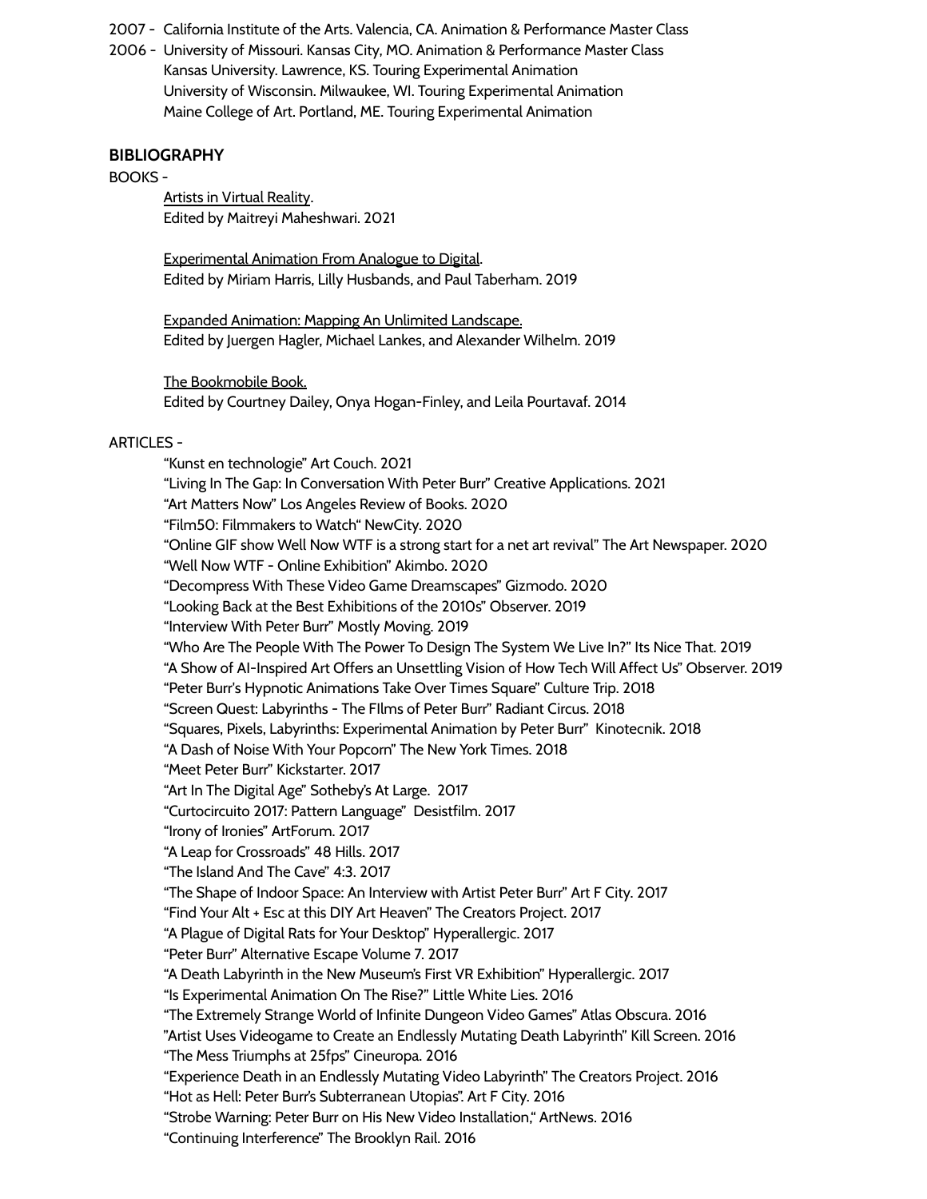2007 - California Institute of the Arts. Valencia, CA. Animation & Performance Master Class
2006 - University of Missouri. Kansas City, MO. Animation & Performance Master Class
Kansas University. Lawrence, KS. Touring Experimental Animation
University of Wisconsin. Milwaukee, WI. Touring Experimental Animation
Maine College of Art. Portland, ME. Touring Experimental Animation

## BIBLIOGRAPHY

BOOKS -

Artists in Virtual Reality.
Edited by Maitreyi Maheshwari. 2021

Experimental Animation From Analogue to Digital.
Edited by Miriam Harris, Lilly Husbands, and Paul Taberham. 2019

Expanded Animation: Mapping An Unlimited Landscape.
Edited by Juergen Hagler, Michael Lankes, and Alexander Wilhelm. 2019

The Bookmobile Book.
Edited by Courtney Dailey, Onya Hogan-Finley, and Leila Pourtavaf. 2014

ARTICLES -

"Kunst en technologie" Art Couch. 2021
"Living In The Gap: In Conversation With Peter Burr" Creative Applications. 2021
"Art Matters Now" Los Angeles Review of Books. 2020
"Film50: Filmmakers to Watch" NewCity. 2020
"Online GIF show Well Now WTF is a strong start for a net art revival" The Art Newspaper. 2020
"Well Now WTF - Online Exhibition" Akimbo. 2020
"Decompress With These Video Game Dreamscapes" Gizmodo. 2020
"Looking Back at the Best Exhibitions of the 2010s" Observer. 2019
"Interview With Peter Burr" Mostly Moving. 2019
"Who Are The People With The Power To Design The System We Live In?" Its Nice That. 2019
"A Show of AI-Inspired Art Offers an Unsettling Vision of How Tech Will Affect Us" Observer. 2019
"Peter Burr's Hypnotic Animations Take Over Times Square" Culture Trip. 2018
"Screen Quest: Labyrinths - The FIlms of Peter Burr" Radiant Circus. 2018
"Squares, Pixels, Labyrinths: Experimental Animation by Peter Burr" Kinotecnik. 2018
"A Dash of Noise With Your Popcorn" The New York Times. 2018
"Meet Peter Burr" Kickstarter. 2017
"Art In The Digital Age" Sotheby's At Large. 2017
"Curtocircuito 2017: Pattern Language" Desistfilm. 2017
"Irony of Ironies" ArtForum. 2017
"A Leap for Crossroads" 48 Hills. 2017
"The Island And The Cave" 4:3. 2017
"The Shape of Indoor Space: An Interview with Artist Peter Burr" Art F City. 2017
"Find Your Alt + Esc at this DIY Art Heaven" The Creators Project. 2017
"A Plague of Digital Rats for Your Desktop" Hyperallergic. 2017
"Peter Burr" Alternative Escape Volume 7. 2017
"A Death Labyrinth in the New Museum's First VR Exhibition" Hyperallergic. 2017
"Is Experimental Animation On The Rise?" Little White Lies. 2016
"The Extremely Strange World of Infinite Dungeon Video Games" Atlas Obscura. 2016
"Artist Uses Videogame to Create an Endlessly Mutating Death Labyrinth" Kill Screen. 2016
"The Mess Triumphs at 25fps" Cineuropa. 2016
"Experience Death in an Endlessly Mutating Video Labyrinth" The Creators Project. 2016
"Hot as Hell: Peter Burr's Subterranean Utopias". Art F City. 2016
"Strobe Warning: Peter Burr on His New Video Installation," ArtNews. 2016
"Continuing Interference" The Brooklyn Rail. 2016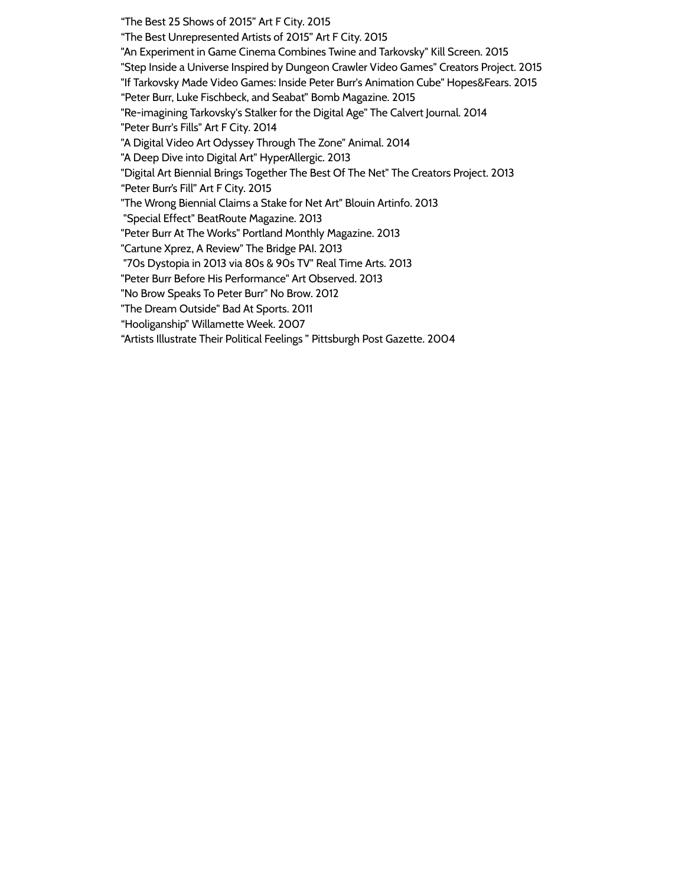“The Best 25 Shows of 2015” Art F City. 2015
“The Best Unrepresented Artists of 2015” Art F City. 2015
"An Experiment in Game Cinema Combines Twine and Tarkovsky" Kill Screen. 2015
"Step Inside a Universe Inspired by Dungeon Crawler Video Games" Creators Project. 2015
"If Tarkovsky Made Video Games: Inside Peter Burr's Animation Cube" Hopes&Fears. 2015
“Peter Burr, Luke Fischbeck, and Seabat” Bomb Magazine. 2015
"Re-imagining Tarkovsky's Stalker for the Digital Age" The Calvert Journal. 2014
"Peter Burr's Fills" Art F City. 2014
"A Digital Video Art Odyssey Through The Zone" Animal. 2014
"A Deep Dive into Digital Art" HyperAllergic. 2013
"Digital Art Biennial Brings Together The Best Of The Net" The Creators Project. 2013
“Peter Burr’s Fill” Art F City. 2015
"The Wrong Biennial Claims a Stake for Net Art" Blouin Artinfo. 2013
"Special Effect" BeatRoute Magazine. 2013
"Peter Burr At The Works" Portland Monthly Magazine. 2013
"Cartune Xprez, A Review" The Bridge PAI. 2013
"70s Dystopia in 2013 via 80s & 90s TV" Real Time Arts. 2013
"Peter Burr Before His Performance" Art Observed. 2013
"No Brow Speaks To Peter Burr" No Brow. 2012
"The Dream Outside" Bad At Sports. 2011
“Hooliganship” Willamette Week. 2007
“Artists Illustrate Their Political Feelings ” Pittsburgh Post Gazette. 2004